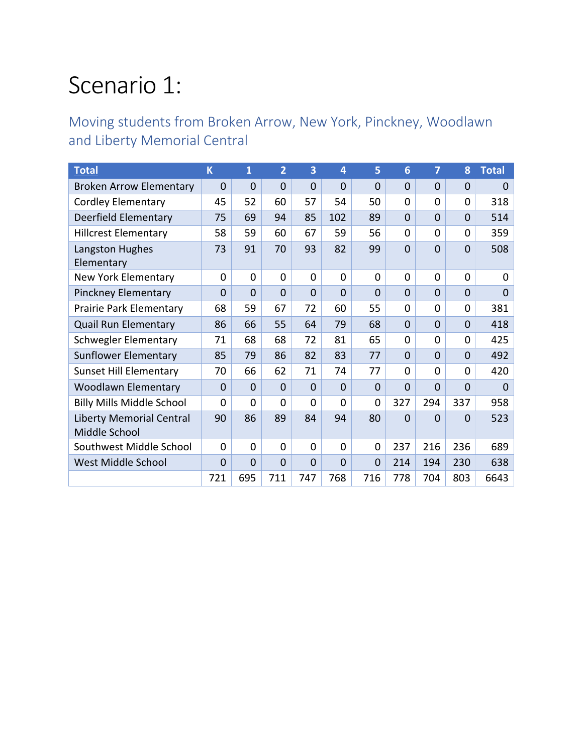# Scenario 1:

## Moving students from Broken Arrow, New York, Pinckney, Woodlawn and Liberty Memorial Central

| **Total** | K | 1 | 2 | 3 | 4 | 5 | 6 | 7 | 8 | Total |
|---|---|---|---|---|---|---|---|---|---|---|
| Broken Arrow Elementary | 0 | 0 | 0 | 0 | 0 | 0 | 0 | 0 | 0 | 0 |
| Cordley Elementary | 45 | 52 | 60 | 57 | 54 | 50 | 0 | 0 | 0 | 318 |
| Deerfield Elementary | 75 | 69 | 94 | 85 | 102 | 89 | 0 | 0 | 0 | 514 |
| Hillcrest Elementary | 58 | 59 | 60 | 67 | 59 | 56 | 0 | 0 | 0 | 359 |
| Langston Hughes Elementary | 73 | 91 | 70 | 93 | 82 | 99 | 0 | 0 | 0 | 508 |
| New York Elementary | 0 | 0 | 0 | 0 | 0 | 0 | 0 | 0 | 0 | 0 |
| Pinckney Elementary | 0 | 0 | 0 | 0 | 0 | 0 | 0 | 0 | 0 | 0 |
| Prairie Park Elementary | 68 | 59 | 67 | 72 | 60 | 55 | 0 | 0 | 0 | 381 |
| Quail Run Elementary | 86 | 66 | 55 | 64 | 79 | 68 | 0 | 0 | 0 | 418 |
| Schwegler Elementary | 71 | 68 | 68 | 72 | 81 | 65 | 0 | 0 | 0 | 425 |
| Sunflower Elementary | 85 | 79 | 86 | 82 | 83 | 77 | 0 | 0 | 0 | 492 |
| Sunset Hill Elementary | 70 | 66 | 62 | 71 | 74 | 77 | 0 | 0 | 0 | 420 |
| Woodlawn Elementary | 0 | 0 | 0 | 0 | 0 | 0 | 0 | 0 | 0 | 0 |
| Billy Mills Middle School | 0 | 0 | 0 | 0 | 0 | 0 | 327 | 294 | 337 | 958 |
| Liberty Memorial Central Middle School | 90 | 86 | 89 | 84 | 94 | 80 | 0 | 0 | 0 | 523 |
| Southwest Middle School | 0 | 0 | 0 | 0 | 0 | 0 | 237 | 216 | 236 | 689 |
| West Middle School | 0 | 0 | 0 | 0 | 0 | 0 | 214 | 194 | 230 | 638 |
| | 721 | 695 | 711 | 747 | 768 | 716 | 778 | 704 | 803 | 6643 |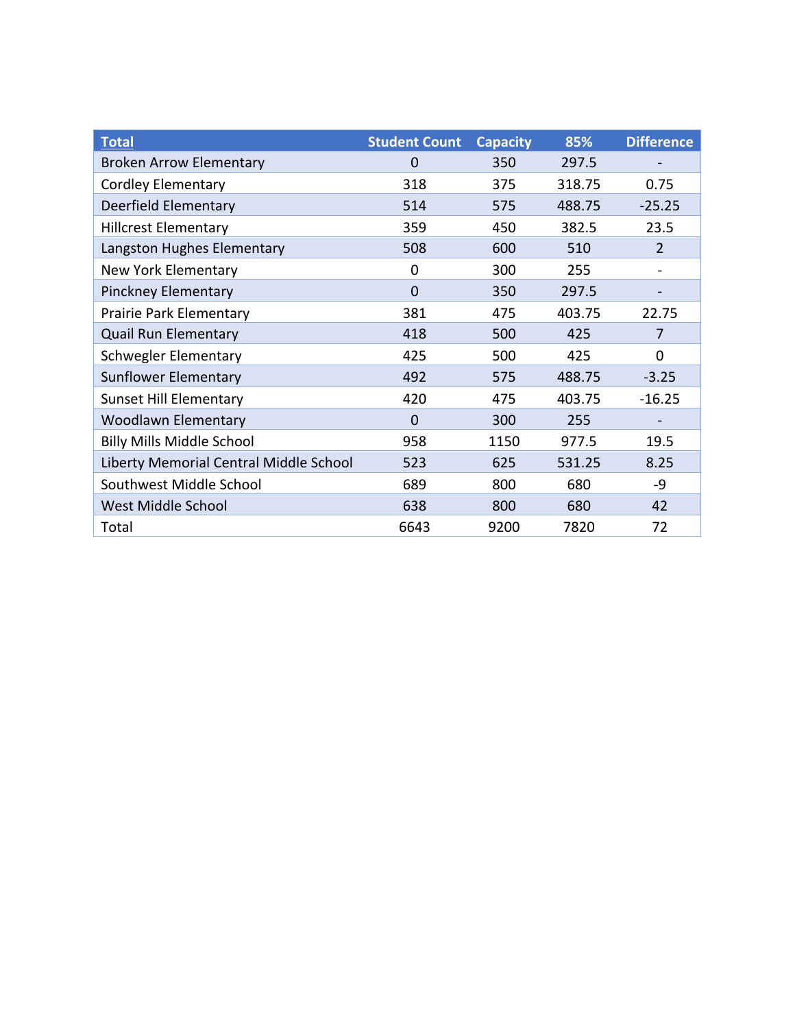| Total | Student Count | Capacity | 85% | Difference |
| --- | --- | --- | --- | --- |
| Broken Arrow Elementary | 0 | 350 | 297.5 | - |
| Cordley Elementary | 318 | 375 | 318.75 | 0.75 |
| Deerfield Elementary | 514 | 575 | 488.75 | -25.25 |
| Hillcrest Elementary | 359 | 450 | 382.5 | 23.5 |
| Langston Hughes Elementary | 508 | 600 | 510 | 2 |
| New York Elementary | 0 | 300 | 255 | - |
| Pinckney Elementary | 0 | 350 | 297.5 | - |
| Prairie Park Elementary | 381 | 475 | 403.75 | 22.75 |
| Quail Run Elementary | 418 | 500 | 425 | 7 |
| Schwegler Elementary | 425 | 500 | 425 | 0 |
| Sunflower Elementary | 492 | 575 | 488.75 | -3.25 |
| Sunset Hill Elementary | 420 | 475 | 403.75 | -16.25 |
| Woodlawn Elementary | 0 | 300 | 255 | - |
| Billy Mills Middle School | 958 | 1150 | 977.5 | 19.5 |
| Liberty Memorial Central Middle School | 523 | 625 | 531.25 | 8.25 |
| Southwest Middle School | 689 | 800 | 680 | -9 |
| West Middle School | 638 | 800 | 680 | 42 |
| Total | 6643 | 9200 | 7820 | 72 |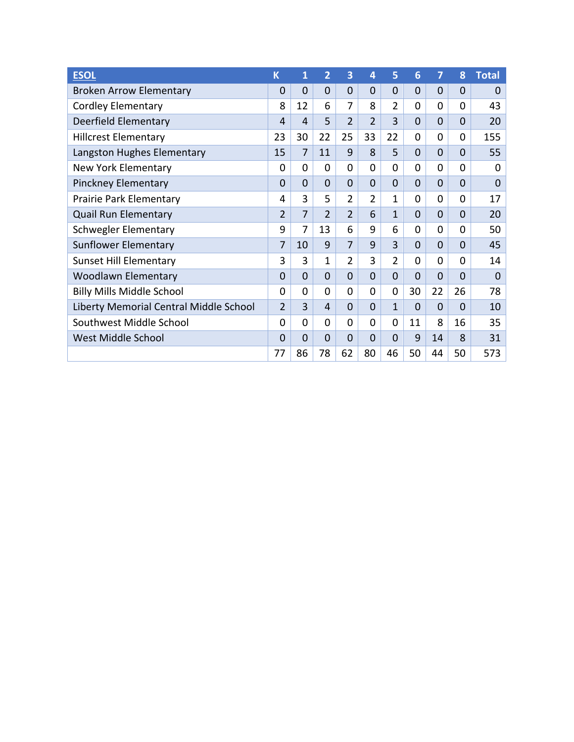| ESOL | K | 1 | 2 | 3 | 4 | 5 | 6 | 7 | 8 | Total |
|---|---|---|---|---|---|---|---|---|---|---|
| Broken Arrow Elementary | 0 | 0 | 0 | 0 | 0 | 0 | 0 | 0 | 0 | 0 |
| Cordley Elementary | 8 | 12 | 6 | 7 | 8 | 2 | 0 | 0 | 0 | 43 |
| Deerfield Elementary | 4 | 4 | 5 | 2 | 2 | 3 | 0 | 0 | 0 | 20 |
| Hillcrest Elementary | 23 | 30 | 22 | 25 | 33 | 22 | 0 | 0 | 0 | 155 |
| Langston Hughes Elementary | 15 | 7 | 11 | 9 | 8 | 5 | 0 | 0 | 0 | 55 |
| New York Elementary | 0 | 0 | 0 | 0 | 0 | 0 | 0 | 0 | 0 | 0 |
| Pinckney Elementary | 0 | 0 | 0 | 0 | 0 | 0 | 0 | 0 | 0 | 0 |
| Prairie Park Elementary | 4 | 3 | 5 | 2 | 2 | 1 | 0 | 0 | 0 | 17 |
| Quail Run Elementary | 2 | 7 | 2 | 2 | 6 | 1 | 0 | 0 | 0 | 20 |
| Schwegler Elementary | 9 | 7 | 13 | 6 | 9 | 6 | 0 | 0 | 0 | 50 |
| Sunflower Elementary | 7 | 10 | 9 | 7 | 9 | 3 | 0 | 0 | 0 | 45 |
| Sunset Hill Elementary | 3 | 3 | 1 | 2 | 3 | 2 | 0 | 0 | 0 | 14 |
| Woodlawn Elementary | 0 | 0 | 0 | 0 | 0 | 0 | 0 | 0 | 0 | 0 |
| Billy Mills Middle School | 0 | 0 | 0 | 0 | 0 | 0 | 30 | 22 | 26 | 78 |
| Liberty Memorial Central Middle School | 2 | 3 | 4 | 0 | 0 | 1 | 0 | 0 | 0 | 10 |
| Southwest Middle School | 0 | 0 | 0 | 0 | 0 | 0 | 11 | 8 | 16 | 35 |
| West Middle School | 0 | 0 | 0 | 0 | 0 | 0 | 9 | 14 | 8 | 31 |
| | 77 | 86 | 78 | 62 | 80 | 46 | 50 | 44 | 50 | 573 |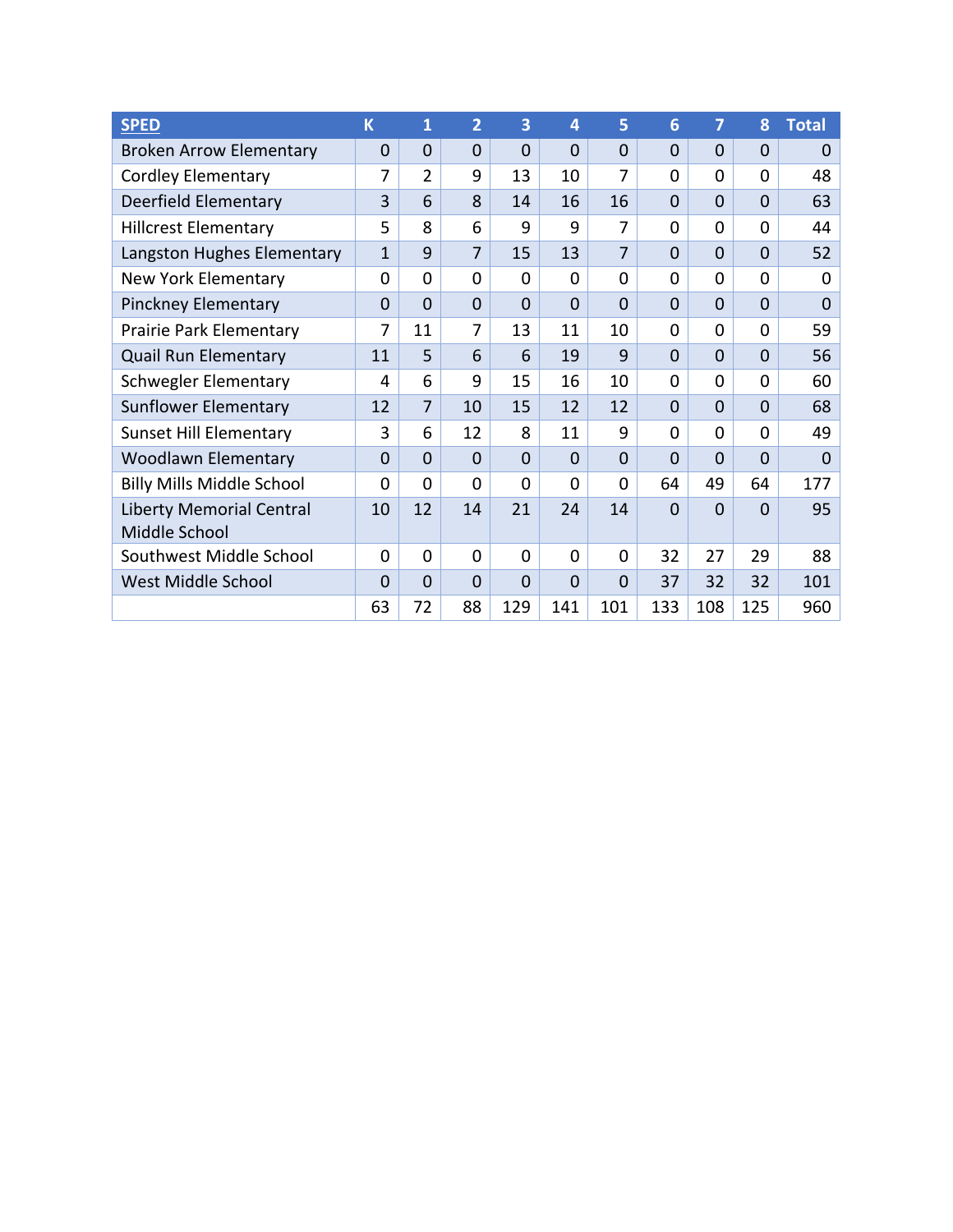| SPED | K | 1 | 2 | 3 | 4 | 5 | 6 | 7 | 8 | Total |
|---|---|---|---|---|---|---|---|---|---|---|
| Broken Arrow Elementary | 0 | 0 | 0 | 0 | 0 | 0 | 0 | 0 | 0 | 0 |
| Cordley Elementary | 7 | 2 | 9 | 13 | 10 | 7 | 0 | 0 | 0 | 48 |
| Deerfield Elementary | 3 | 6 | 8 | 14 | 16 | 16 | 0 | 0 | 0 | 63 |
| Hillcrest Elementary | 5 | 8 | 6 | 9 | 9 | 7 | 0 | 0 | 0 | 44 |
| Langston Hughes Elementary | 1 | 9 | 7 | 15 | 13 | 7 | 0 | 0 | 0 | 52 |
| New York Elementary | 0 | 0 | 0 | 0 | 0 | 0 | 0 | 0 | 0 | 0 |
| Pinckney Elementary | 0 | 0 | 0 | 0 | 0 | 0 | 0 | 0 | 0 | 0 |
| Prairie Park Elementary | 7 | 11 | 7 | 13 | 11 | 10 | 0 | 0 | 0 | 59 |
| Quail Run Elementary | 11 | 5 | 6 | 6 | 19 | 9 | 0 | 0 | 0 | 56 |
| Schwegler Elementary | 4 | 6 | 9 | 15 | 16 | 10 | 0 | 0 | 0 | 60 |
| Sunflower Elementary | 12 | 7 | 10 | 15 | 12 | 12 | 0 | 0 | 0 | 68 |
| Sunset Hill Elementary | 3 | 6 | 12 | 8 | 11 | 9 | 0 | 0 | 0 | 49 |
| Woodlawn Elementary | 0 | 0 | 0 | 0 | 0 | 0 | 0 | 0 | 0 | 0 |
| Billy Mills Middle School | 0 | 0 | 0 | 0 | 0 | 0 | 64 | 49 | 64 | 177 |
| Liberty Memorial Central Middle School | 10 | 12 | 14 | 21 | 24 | 14 | 0 | 0 | 0 | 95 |
| Southwest Middle School | 0 | 0 | 0 | 0 | 0 | 0 | 32 | 27 | 29 | 88 |
| West Middle School | 0 | 0 | 0 | 0 | 0 | 0 | 37 | 32 | 32 | 101 |
| | 63 | 72 | 88 | 129 | 141 | 101 | 133 | 108 | 125 | 960 |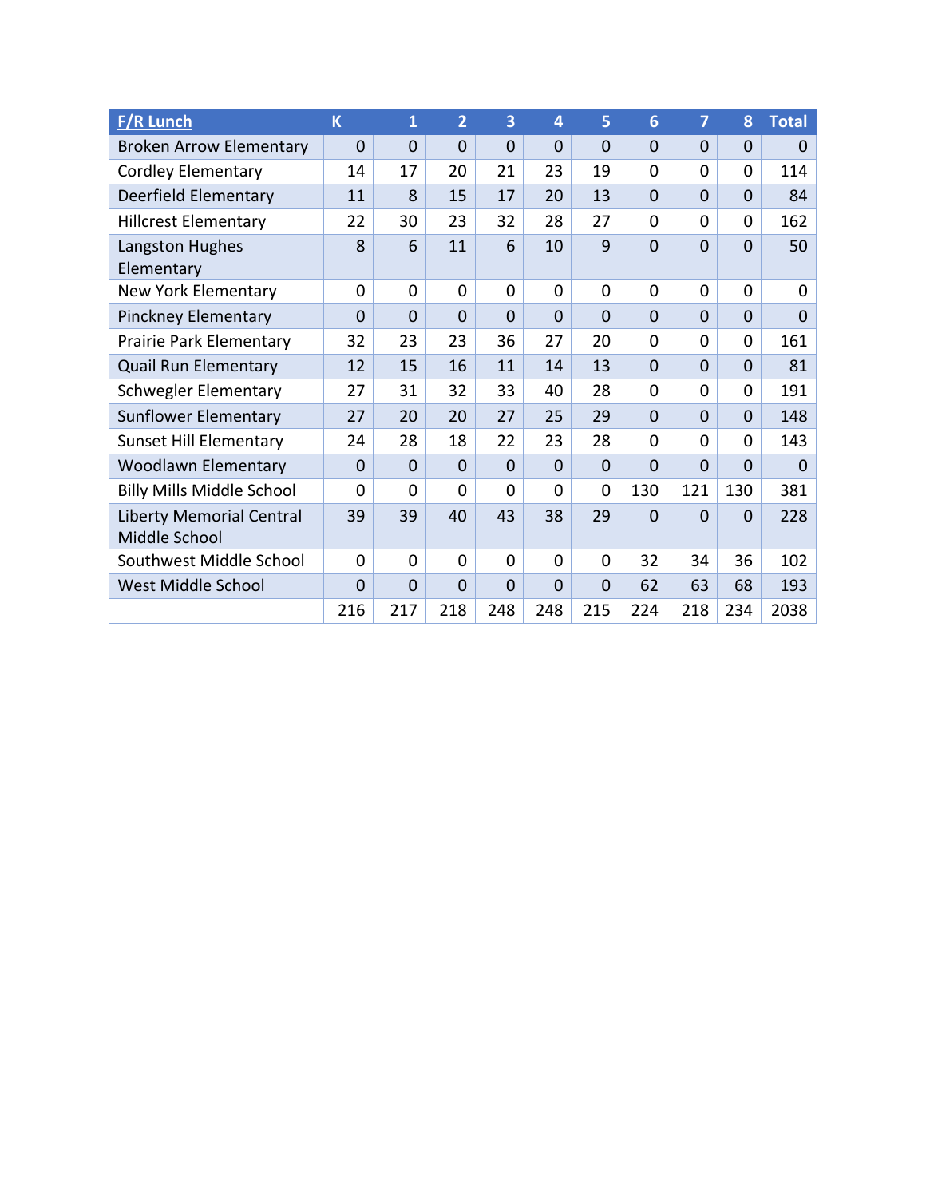| F/R Lunch | K | 1 | 2 | 3 | 4 | 5 | 6 | 7 | 8 | Total |
|---|---|---|---|---|---|---|---|---|---|---|
| Broken Arrow Elementary | 0 | 0 | 0 | 0 | 0 | 0 | 0 | 0 | 0 | 0 |
| Cordley Elementary | 14 | 17 | 20 | 21 | 23 | 19 | 0 | 0 | 0 | 114 |
| Deerfield Elementary | 11 | 8 | 15 | 17 | 20 | 13 | 0 | 0 | 0 | 84 |
| Hillcrest Elementary | 22 | 30 | 23 | 32 | 28 | 27 | 0 | 0 | 0 | 162 |
| Langston Hughes Elementary | 8 | 6 | 11 | 6 | 10 | 9 | 0 | 0 | 0 | 50 |
| New York Elementary | 0 | 0 | 0 | 0 | 0 | 0 | 0 | 0 | 0 | 0 |
| Pinckney Elementary | 0 | 0 | 0 | 0 | 0 | 0 | 0 | 0 | 0 | 0 |
| Prairie Park Elementary | 32 | 23 | 23 | 36 | 27 | 20 | 0 | 0 | 0 | 161 |
| Quail Run Elementary | 12 | 15 | 16 | 11 | 14 | 13 | 0 | 0 | 0 | 81 |
| Schwegler Elementary | 27 | 31 | 32 | 33 | 40 | 28 | 0 | 0 | 0 | 191 |
| Sunflower Elementary | 27 | 20 | 20 | 27 | 25 | 29 | 0 | 0 | 0 | 148 |
| Sunset Hill Elementary | 24 | 28 | 18 | 22 | 23 | 28 | 0 | 0 | 0 | 143 |
| Woodlawn Elementary | 0 | 0 | 0 | 0 | 0 | 0 | 0 | 0 | 0 | 0 |
| Billy Mills Middle School | 0 | 0 | 0 | 0 | 0 | 0 | 130 | 121 | 130 | 381 |
| Liberty Memorial Central Middle School | 39 | 39 | 40 | 43 | 38 | 29 | 0 | 0 | 0 | 228 |
| Southwest Middle School | 0 | 0 | 0 | 0 | 0 | 0 | 32 | 34 | 36 | 102 |
| West Middle School | 0 | 0 | 0 | 0 | 0 | 0 | 62 | 63 | 68 | 193 |
| | 216 | 217 | 218 | 248 | 248 | 215 | 224 | 218 | 234 | 2038 |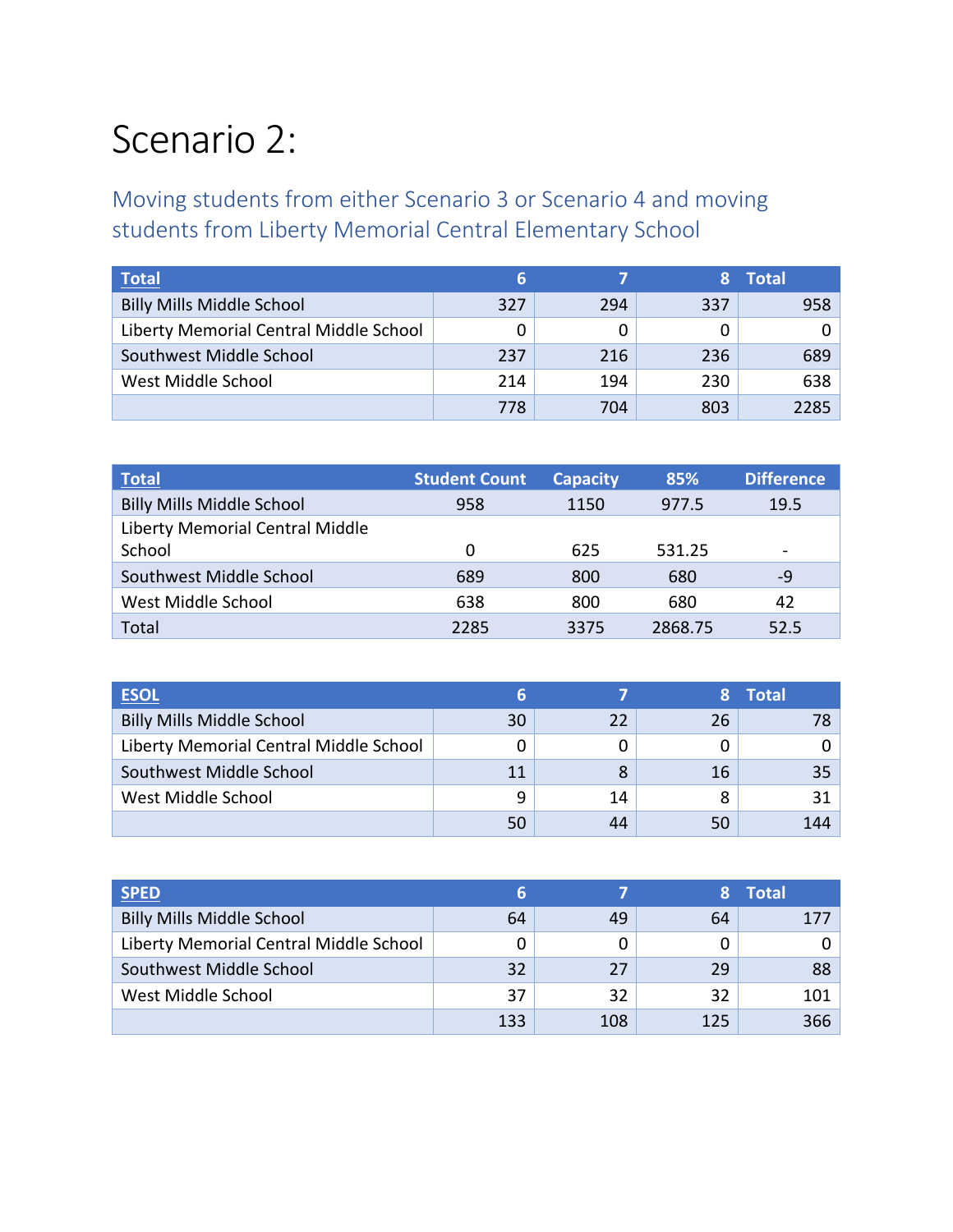# Scenario 2:

## Moving students from either Scenario 3 or Scenario 4 and moving students from Liberty Memorial Central Elementary School

| Total | 6 | 7 | 8 | Total |
|---|---|---|---|---|
| Billy Mills Middle School | 327 | 294 | 337 | 958 |
| Liberty Memorial Central Middle School | 0 | 0 | 0 | 0 |
| Southwest Middle School | 237 | 216 | 236 | 689 |
| West Middle School | 214 | 194 | 230 | 638 |
| | 778 | 704 | 803 | 2285 |

| Total | Student Count | Capacity | 85% | Difference |
|---|---|---|---|---|
| Billy Mills Middle School | 958 | 1150 | 977.5 | 19.5 |
| Liberty Memorial Central Middle School | 0 | 625 | 531.25 | - |
| Southwest Middle School | 689 | 800 | 680 | -9 |
| West Middle School | 638 | 800 | 680 | 42 |
| Total | 2285 | 3375 | 2868.75 | 52.5 |

| ESOL | 6 | 7 | 8 | Total |
|---|---|---|---|---|
| Billy Mills Middle School | 30 | 22 | 26 | 78 |
| Liberty Memorial Central Middle School | 0 | 0 | 0 | 0 |
| Southwest Middle School | 11 | 8 | 16 | 35 |
| West Middle School | 9 | 14 | 8 | 31 |
| | 50 | 44 | 50 | 144 |

| SPED | 6 | 7 | 8 | Total |
|---|---|---|---|---|
| Billy Mills Middle School | 64 | 49 | 64 | 177 |
| Liberty Memorial Central Middle School | 0 | 0 | 0 | 0 |
| Southwest Middle School | 32 | 27 | 29 | 88 |
| West Middle School | 37 | 32 | 32 | 101 |
| | 133 | 108 | 125 | 366 |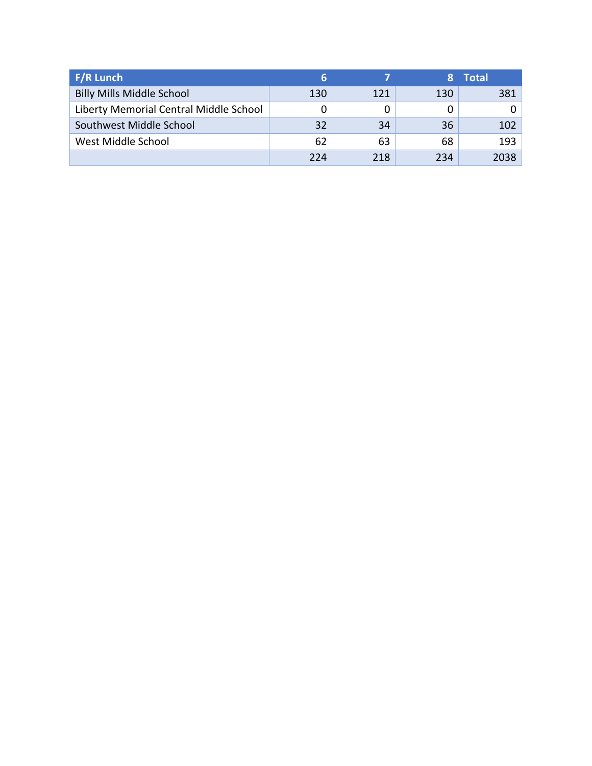| F/R Lunch | 6 | 7 | 8 | Total |
|---|---|---|---|---|
| Billy Mills Middle School | 130 | 121 | 130 | 381 |
| Liberty Memorial Central Middle School | 0 | 0 | 0 | 0 |
| Southwest Middle School | 32 | 34 | 36 | 102 |
| West Middle School | 62 | 63 | 68 | 193 |
| | 224 | 218 | 234 | 2038 |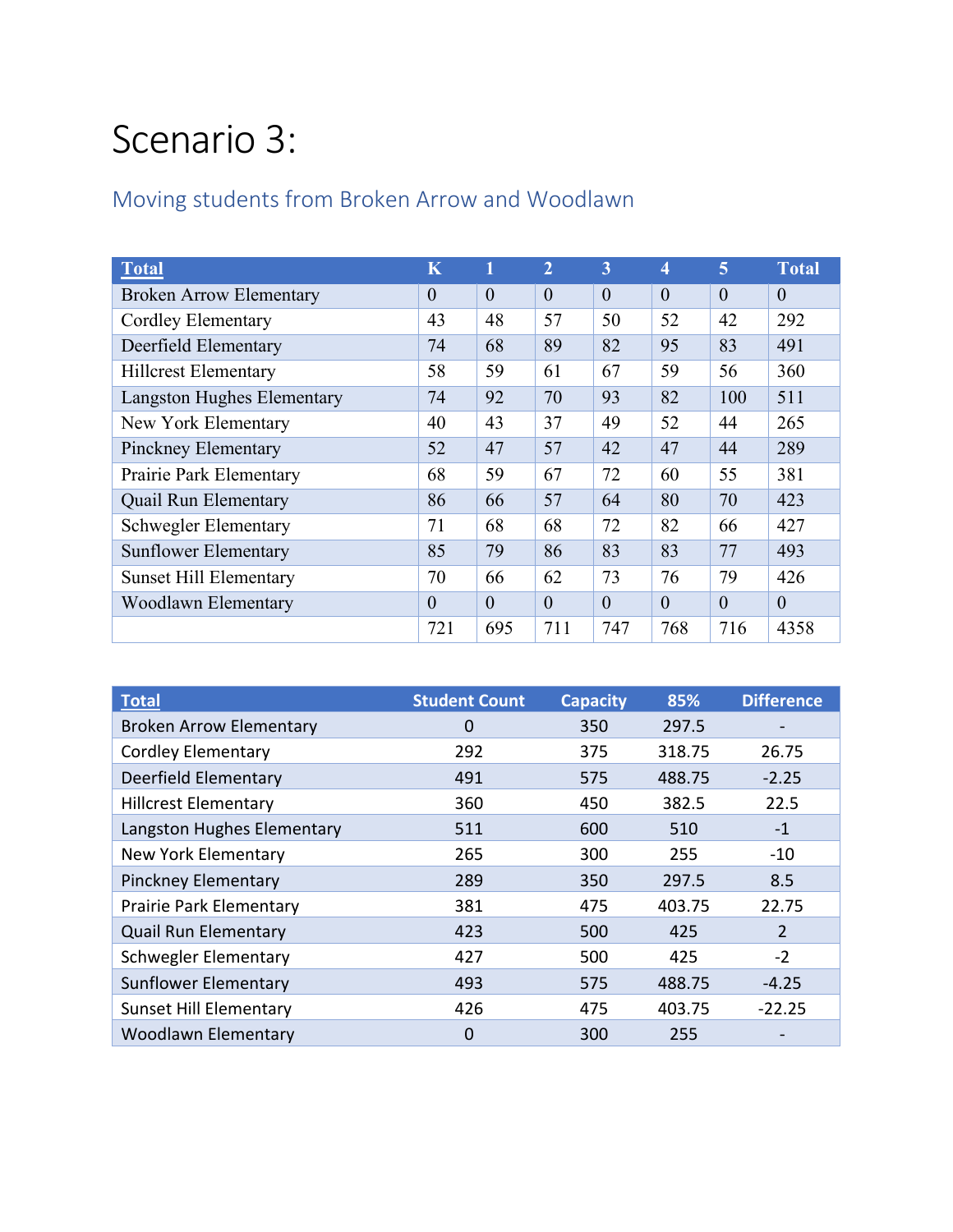# Scenario 3:

## Moving students from Broken Arrow and Woodlawn

| **Total** | K | 1 | 2 | 3 | 4 | 5 | Total |
|---|---|---|---|---|---|---|---|
| Broken Arrow Elementary | 0 | 0 | 0 | 0 | 0 | 0 | 0 |
| Cordley Elementary | 43 | 48 | 57 | 50 | 52 | 42 | 292 |
| Deerfield Elementary | 74 | 68 | 89 | 82 | 95 | 83 | 491 |
| Hillcrest Elementary | 58 | 59 | 61 | 67 | 59 | 56 | 360 |
| Langston Hughes Elementary | 74 | 92 | 70 | 93 | 82 | 100 | 511 |
| New York Elementary | 40 | 43 | 37 | 49 | 52 | 44 | 265 |
| Pinckney Elementary | 52 | 47 | 57 | 42 | 47 | 44 | 289 |
| Prairie Park Elementary | 68 | 59 | 67 | 72 | 60 | 55 | 381 |
| Quail Run Elementary | 86 | 66 | 57 | 64 | 80 | 70 | 423 |
| Schwegler Elementary | 71 | 68 | 68 | 72 | 82 | 66 | 427 |
| Sunflower Elementary | 85 | 79 | 86 | 83 | 83 | 77 | 493 |
| Sunset Hill Elementary | 70 | 66 | 62 | 73 | 76 | 79 | 426 |
| Woodlawn Elementary | 0 | 0 | 0 | 0 | 0 | 0 | 0 |
| | 721 | 695 | 711 | 747 | 768 | 716 | 4358 |

| **Total** | Student Count | Capacity | 85% | Difference |
|---|---|---|---|---|
| Broken Arrow Elementary | 0 | 350 | 297.5 | - |
| Cordley Elementary | 292 | 375 | 318.75 | 26.75 |
| Deerfield Elementary | 491 | 575 | 488.75 | -2.25 |
| Hillcrest Elementary | 360 | 450 | 382.5 | 22.5 |
| Langston Hughes Elementary | 511 | 600 | 510 | -1 |
| New York Elementary | 265 | 300 | 255 | -10 |
| Pinckney Elementary | 289 | 350 | 297.5 | 8.5 |
| Prairie Park Elementary | 381 | 475 | 403.75 | 22.75 |
| Quail Run Elementary | 423 | 500 | 425 | 2 |
| Schwegler Elementary | 427 | 500 | 425 | -2 |
| Sunflower Elementary | 493 | 575 | 488.75 | -4.25 |
| Sunset Hill Elementary | 426 | 475 | 403.75 | -22.25 |
| Woodlawn Elementary | 0 | 300 | 255 | - |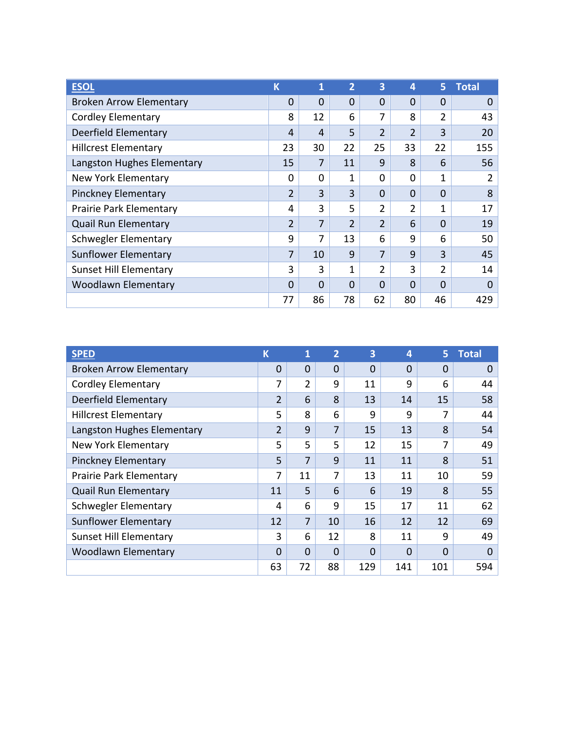| ESOL | K | 1 | 2 | 3 | 4 | 5 | Total |
|---|---|---|---|---|---|---|---|
| Broken Arrow Elementary | 0 | 0 | 0 | 0 | 0 | 0 | 0 |
| Cordley Elementary | 8 | 12 | 6 | 7 | 8 | 2 | 43 |
| Deerfield Elementary | 4 | 4 | 5 | 2 | 2 | 3 | 20 |
| Hillcrest Elementary | 23 | 30 | 22 | 25 | 33 | 22 | 155 |
| Langston Hughes Elementary | 15 | 7 | 11 | 9 | 8 | 6 | 56 |
| New York Elementary | 0 | 0 | 1 | 0 | 0 | 1 | 2 |
| Pinckney Elementary | 2 | 3 | 3 | 0 | 0 | 0 | 8 |
| Prairie Park Elementary | 4 | 3 | 5 | 2 | 2 | 1 | 17 |
| Quail Run Elementary | 2 | 7 | 2 | 2 | 6 | 0 | 19 |
| Schwegler Elementary | 9 | 7 | 13 | 6 | 9 | 6 | 50 |
| Sunflower Elementary | 7 | 10 | 9 | 7 | 9 | 3 | 45 |
| Sunset Hill Elementary | 3 | 3 | 1 | 2 | 3 | 2 | 14 |
| Woodlawn Elementary | 0 | 0 | 0 | 0 | 0 | 0 | 0 |
| | 77 | 86 | 78 | 62 | 80 | 46 | 429 |

| SPED | K | 1 | 2 | 3 | 4 | 5 | Total |
|---|---|---|---|---|---|---|---|
| Broken Arrow Elementary | 0 | 0 | 0 | 0 | 0 | 0 | 0 |
| Cordley Elementary | 7 | 2 | 9 | 11 | 9 | 6 | 44 |
| Deerfield Elementary | 2 | 6 | 8 | 13 | 14 | 15 | 58 |
| Hillcrest Elementary | 5 | 8 | 6 | 9 | 9 | 7 | 44 |
| Langston Hughes Elementary | 2 | 9 | 7 | 15 | 13 | 8 | 54 |
| New York Elementary | 5 | 5 | 5 | 12 | 15 | 7 | 49 |
| Pinckney Elementary | 5 | 7 | 9 | 11 | 11 | 8 | 51 |
| Prairie Park Elementary | 7 | 11 | 7 | 13 | 11 | 10 | 59 |
| Quail Run Elementary | 11 | 5 | 6 | 6 | 19 | 8 | 55 |
| Schwegler Elementary | 4 | 6 | 9 | 15 | 17 | 11 | 62 |
| Sunflower Elementary | 12 | 7 | 10 | 16 | 12 | 12 | 69 |
| Sunset Hill Elementary | 3 | 6 | 12 | 8 | 11 | 9 | 49 |
| Woodlawn Elementary | 0 | 0 | 0 | 0 | 0 | 0 | 0 |
| | 63 | 72 | 88 | 129 | 141 | 101 | 594 |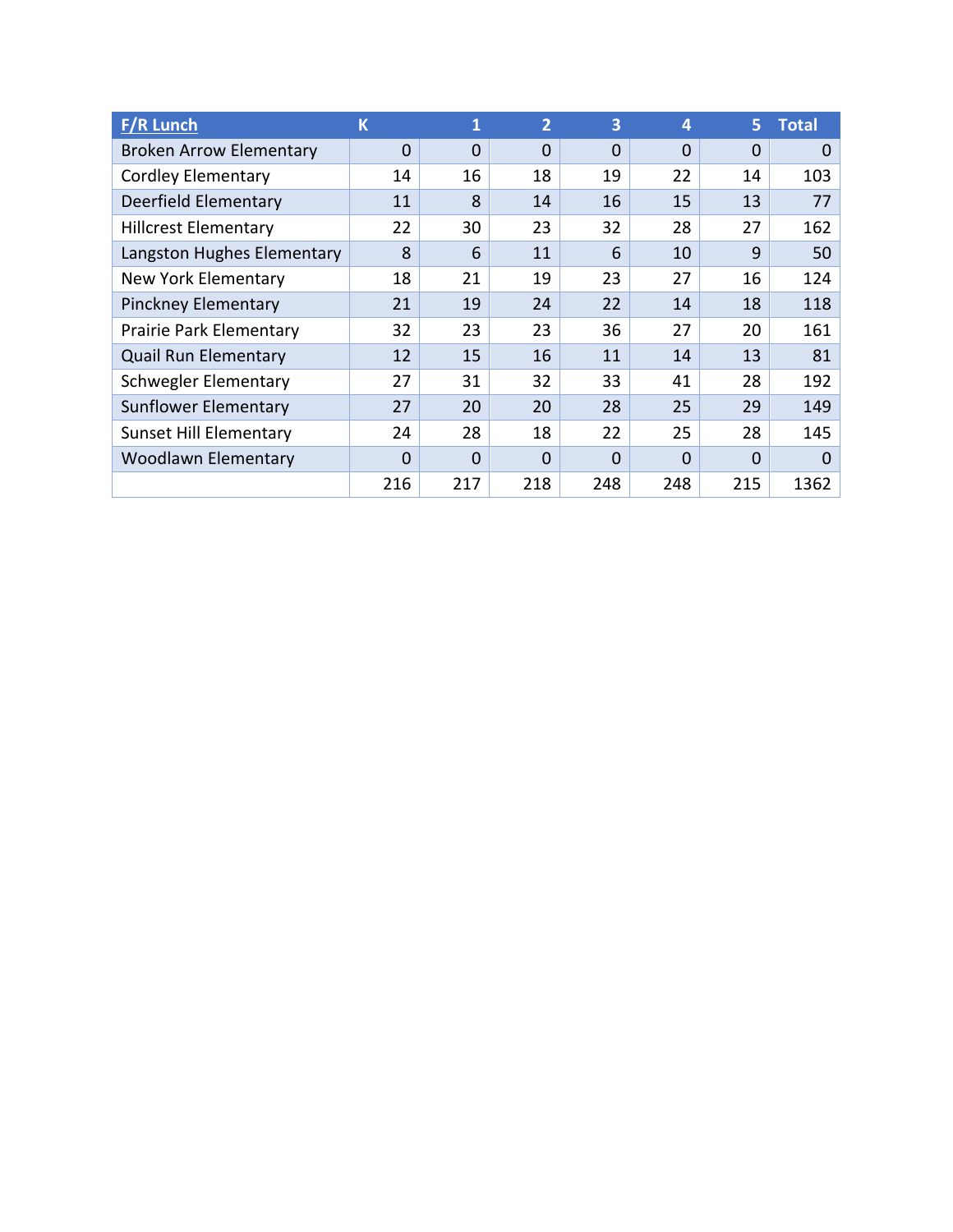| F/R Lunch | K | 1 | 2 | 3 | 4 | 5 | Total |
|---|---|---|---|---|---|---|---|
| Broken Arrow Elementary | 0 | 0 | 0 | 0 | 0 | 0 | 0 |
| Cordley Elementary | 14 | 16 | 18 | 19 | 22 | 14 | 103 |
| Deerfield Elementary | 11 | 8 | 14 | 16 | 15 | 13 | 77 |
| Hillcrest Elementary | 22 | 30 | 23 | 32 | 28 | 27 | 162 |
| Langston Hughes Elementary | 8 | 6 | 11 | 6 | 10 | 9 | 50 |
| New York Elementary | 18 | 21 | 19 | 23 | 27 | 16 | 124 |
| Pinckney Elementary | 21 | 19 | 24 | 22 | 14 | 18 | 118 |
| Prairie Park Elementary | 32 | 23 | 23 | 36 | 27 | 20 | 161 |
| Quail Run Elementary | 12 | 15 | 16 | 11 | 14 | 13 | 81 |
| Schwegler Elementary | 27 | 31 | 32 | 33 | 41 | 28 | 192 |
| Sunflower Elementary | 27 | 20 | 20 | 28 | 25 | 29 | 149 |
| Sunset Hill Elementary | 24 | 28 | 18 | 22 | 25 | 28 | 145 |
| Woodlawn Elementary | 0 | 0 | 0 | 0 | 0 | 0 | 0 |
| | 216 | 217 | 218 | 248 | 248 | 215 | 1362 |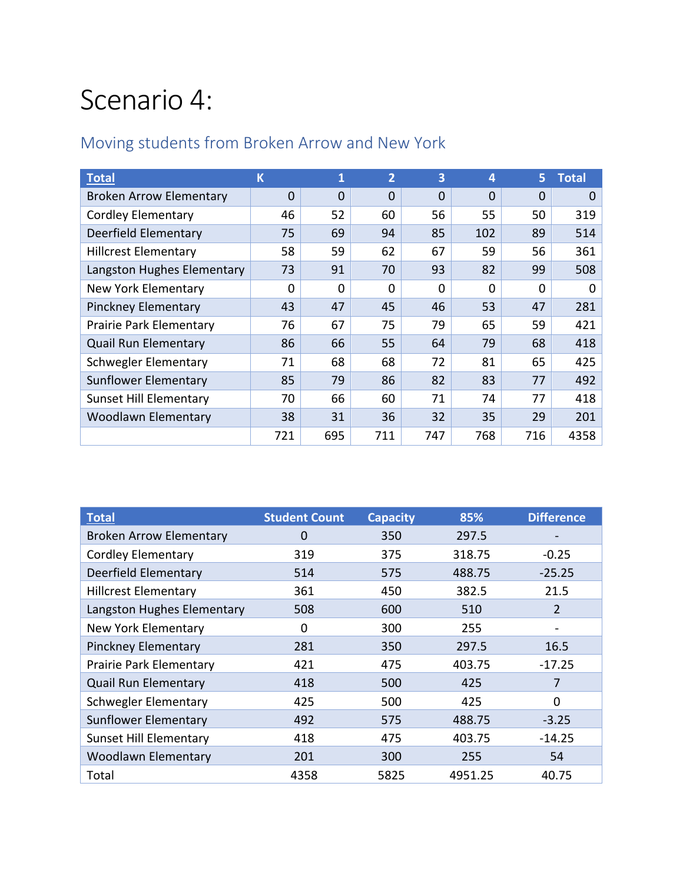# Scenario 4:

## Moving students from Broken Arrow and New York

| Total | K | 1 | 2 | 3 | 4 | 5 | Total |
|---|---|---|---|---|---|---|---|
| Broken Arrow Elementary | 0 | 0 | 0 | 0 | 0 | 0 | 0 |
| Cordley Elementary | 46 | 52 | 60 | 56 | 55 | 50 | 319 |
| Deerfield Elementary | 75 | 69 | 94 | 85 | 102 | 89 | 514 |
| Hillcrest Elementary | 58 | 59 | 62 | 67 | 59 | 56 | 361 |
| Langston Hughes Elementary | 73 | 91 | 70 | 93 | 82 | 99 | 508 |
| New York Elementary | 0 | 0 | 0 | 0 | 0 | 0 | 0 |
| Pinckney Elementary | 43 | 47 | 45 | 46 | 53 | 47 | 281 |
| Prairie Park Elementary | 76 | 67 | 75 | 79 | 65 | 59 | 421 |
| Quail Run Elementary | 86 | 66 | 55 | 64 | 79 | 68 | 418 |
| Schwegler Elementary | 71 | 68 | 68 | 72 | 81 | 65 | 425 |
| Sunflower Elementary | 85 | 79 | 86 | 82 | 83 | 77 | 492 |
| Sunset Hill Elementary | 70 | 66 | 60 | 71 | 74 | 77 | 418 |
| Woodlawn Elementary | 38 | 31 | 36 | 32 | 35 | 29 | 201 |
| | 721 | 695 | 711 | 747 | 768 | 716 | 4358 |

| Total | Student Count | Capacity | 85% | Difference |
|---|---|---|---|---|
| Broken Arrow Elementary | 0 | 350 | 297.5 | - |
| Cordley Elementary | 319 | 375 | 318.75 | -0.25 |
| Deerfield Elementary | 514 | 575 | 488.75 | -25.25 |
| Hillcrest Elementary | 361 | 450 | 382.5 | 21.5 |
| Langston Hughes Elementary | 508 | 600 | 510 | 2 |
| New York Elementary | 0 | 300 | 255 | - |
| Pinckney Elementary | 281 | 350 | 297.5 | 16.5 |
| Prairie Park Elementary | 421 | 475 | 403.75 | -17.25 |
| Quail Run Elementary | 418 | 500 | 425 | 7 |
| Schwegler Elementary | 425 | 500 | 425 | 0 |
| Sunflower Elementary | 492 | 575 | 488.75 | -3.25 |
| Sunset Hill Elementary | 418 | 475 | 403.75 | -14.25 |
| Woodlawn Elementary | 201 | 300 | 255 | 54 |
| Total | 4358 | 5825 | 4951.25 | 40.75 |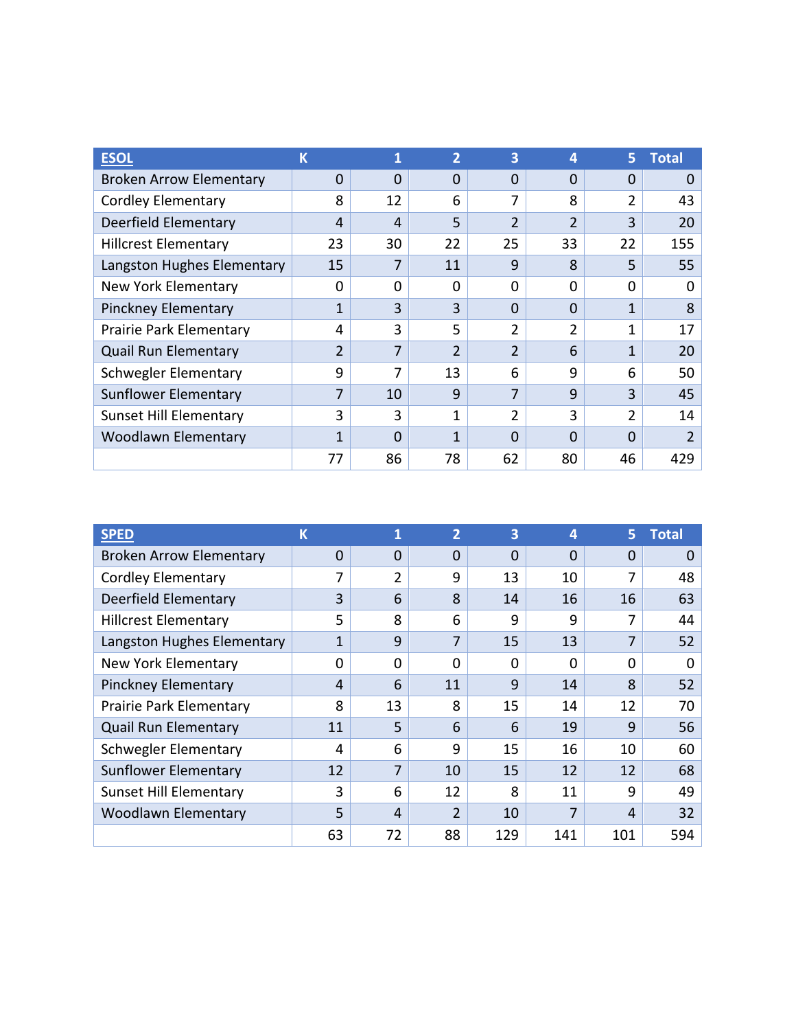| ESOL | K | 1 | 2 | 3 | 4 | 5 | Total |
|---|---|---|---|---|---|---|---|
| Broken Arrow Elementary | 0 | 0 | 0 | 0 | 0 | 0 | 0 |
| Cordley Elementary | 8 | 12 | 6 | 7 | 8 | 2 | 43 |
| Deerfield Elementary | 4 | 4 | 5 | 2 | 2 | 3 | 20 |
| Hillcrest Elementary | 23 | 30 | 22 | 25 | 33 | 22 | 155 |
| Langston Hughes Elementary | 15 | 7 | 11 | 9 | 8 | 5 | 55 |
| New York Elementary | 0 | 0 | 0 | 0 | 0 | 0 | 0 |
| Pinckney Elementary | 1 | 3 | 3 | 0 | 0 | 1 | 8 |
| Prairie Park Elementary | 4 | 3 | 5 | 2 | 2 | 1 | 17 |
| Quail Run Elementary | 2 | 7 | 2 | 2 | 6 | 1 | 20 |
| Schwegler Elementary | 9 | 7 | 13 | 6 | 9 | 6 | 50 |
| Sunflower Elementary | 7 | 10 | 9 | 7 | 9 | 3 | 45 |
| Sunset Hill Elementary | 3 | 3 | 1 | 2 | 3 | 2 | 14 |
| Woodlawn Elementary | 1 | 0 | 1 | 0 | 0 | 0 | 2 |
| | 77 | 86 | 78 | 62 | 80 | 46 | 429 |

| SPED | K | 1 | 2 | 3 | 4 | 5 | Total |
|---|---|---|---|---|---|---|---|
| Broken Arrow Elementary | 0 | 0 | 0 | 0 | 0 | 0 | 0 |
| Cordley Elementary | 7 | 2 | 9 | 13 | 10 | 7 | 48 |
| Deerfield Elementary | 3 | 6 | 8 | 14 | 16 | 16 | 63 |
| Hillcrest Elementary | 5 | 8 | 6 | 9 | 9 | 7 | 44 |
| Langston Hughes Elementary | 1 | 9 | 7 | 15 | 13 | 7 | 52 |
| New York Elementary | 0 | 0 | 0 | 0 | 0 | 0 | 0 |
| Pinckney Elementary | 4 | 6 | 11 | 9 | 14 | 8 | 52 |
| Prairie Park Elementary | 8 | 13 | 8 | 15 | 14 | 12 | 70 |
| Quail Run Elementary | 11 | 5 | 6 | 6 | 19 | 9 | 56 |
| Schwegler Elementary | 4 | 6 | 9 | 15 | 16 | 10 | 60 |
| Sunflower Elementary | 12 | 7 | 10 | 15 | 12 | 12 | 68 |
| Sunset Hill Elementary | 3 | 6 | 12 | 8 | 11 | 9 | 49 |
| Woodlawn Elementary | 5 | 4 | 2 | 10 | 7 | 4 | 32 |
| | 63 | 72 | 88 | 129 | 141 | 101 | 594 |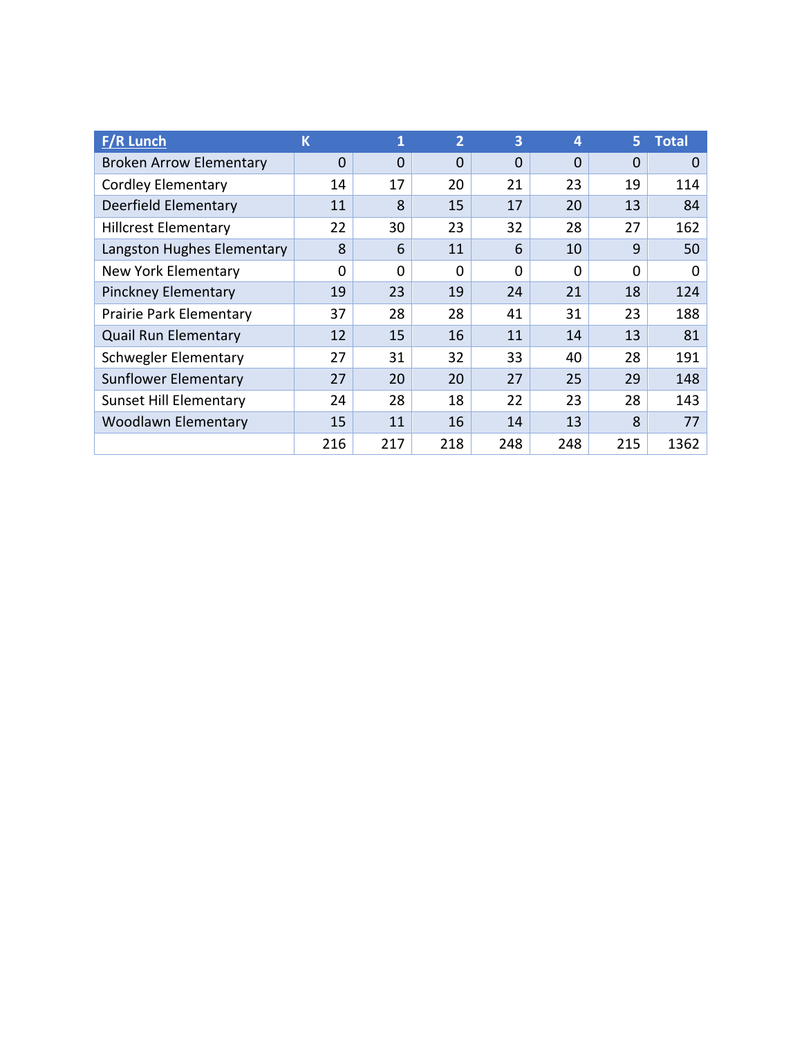| F/R Lunch | K | 1 | 2 | 3 | 4 | 5 | Total |
|---|---|---|---|---|---|---|---|
| Broken Arrow Elementary | 0 | 0 | 0 | 0 | 0 | 0 | 0 |
| Cordley Elementary | 14 | 17 | 20 | 21 | 23 | 19 | 114 |
| Deerfield Elementary | 11 | 8 | 15 | 17 | 20 | 13 | 84 |
| Hillcrest Elementary | 22 | 30 | 23 | 32 | 28 | 27 | 162 |
| Langston Hughes Elementary | 8 | 6 | 11 | 6 | 10 | 9 | 50 |
| New York Elementary | 0 | 0 | 0 | 0 | 0 | 0 | 0 |
| Pinckney Elementary | 19 | 23 | 19 | 24 | 21 | 18 | 124 |
| Prairie Park Elementary | 37 | 28 | 28 | 41 | 31 | 23 | 188 |
| Quail Run Elementary | 12 | 15 | 16 | 11 | 14 | 13 | 81 |
| Schwegler Elementary | 27 | 31 | 32 | 33 | 40 | 28 | 191 |
| Sunflower Elementary | 27 | 20 | 20 | 27 | 25 | 29 | 148 |
| Sunset Hill Elementary | 24 | 28 | 18 | 22 | 23 | 28 | 143 |
| Woodlawn Elementary | 15 | 11 | 16 | 14 | 13 | 8 | 77 |
| | 216 | 217 | 218 | 248 | 248 | 215 | 1362 |